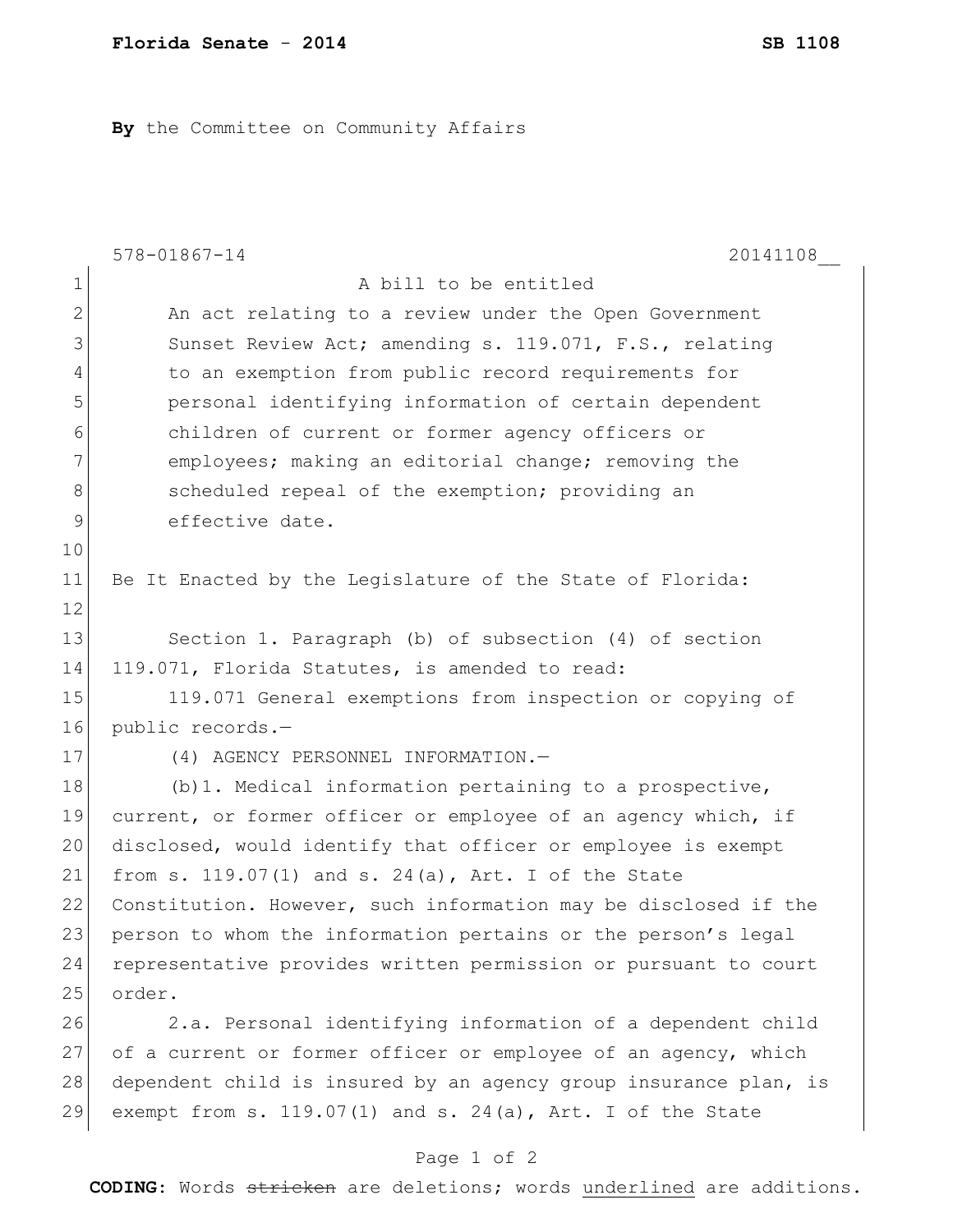**By** the Committee on Community Affairs

578-01867-14 20141108__

A bill to be entitled

An act relating to a review under the Open Government Sunset Review Act; amending s. 119.071, F.S., relating to an exemption from public record requirements for personal identifying information of certain dependent children of current or former agency officers or employees; making an editorial change; removing the scheduled repeal of the exemption; providing an effective date.

Be It Enacted by the Legislature of the State of Florida:

Section 1. Paragraph (b) of subsection (4) of section 119.071, Florida Statutes, is amended to read:

119.071 General exemptions from inspection or copying of public records.—

(4) AGENCY PERSONNEL INFORMATION.—

(b)1. Medical information pertaining to a prospective, current, or former officer or employee of an agency which, if disclosed, would identify that officer or employee is exempt from s. 119.07(1) and s. 24(a), Art. I of the State Constitution. However, such information may be disclosed if the person to whom the information pertains or the person's legal representative provides written permission or pursuant to court order.

2.a. Personal identifying information of a dependent child of a current or former officer or employee of an agency, which dependent child is insured by an agency group insurance plan, is exempt from s. 119.07(1) and s. 24(a), Art. I of the State

**CODING:** Words ~~stricken~~ are deletions; words <u>underlined</u> are additions.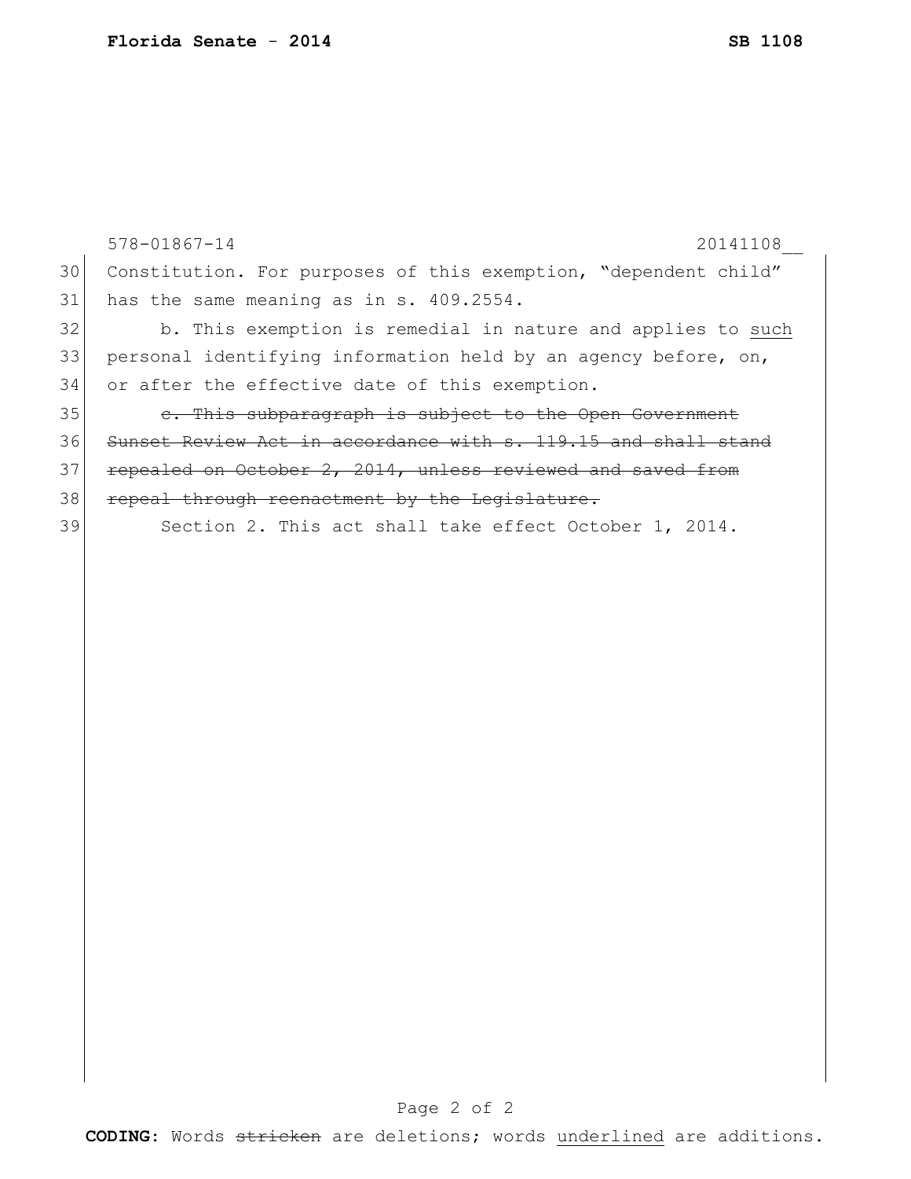578-01867-14 20141108__

30 Constitution. For purposes of this exemption, "dependent child"
31 has the same meaning as in s. 409.2554.

32 b. This exemption is remedial in nature and applies to <u>such</u>
33 personal identifying information held by an agency before, on,
34 or after the effective date of this exemption.

35 ~~c. This subparagraph is subject to the Open Government~~
36 ~~Sunset Review Act in accordance with s. 119.15 and shall stand~~
37 ~~repealed on October 2, 2014, unless reviewed and saved from~~
38 ~~repeal through reenactment by the Legislature.~~

39 Section 2. This act shall take effect October 1, 2014.

**CODING:** Words ~~stricken~~ are deletions; words <u>underlined</u> are additions.